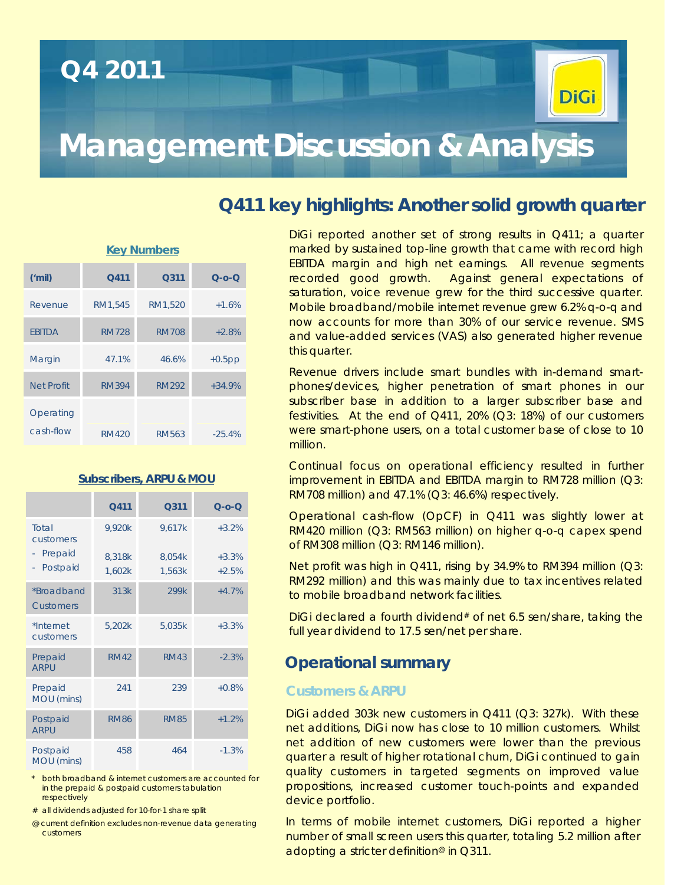# Q4 2011

# Management Discussion & Analysis

## Q411 key highlights: Another solid growth quarter

**Key Numbers**

| ('mil) | Q411 | Q311 | Q-o-Q |
|---|---|---|---|
| Revenue | RM1,545 | RM1,520 | +1.6% |
| EBITDA | RM728 | RM708 | +2.8% |
| Margin | 47.1% | 46.6% | +0.5pp |
| Net Profit | RM394 | RM292 | +34.9% |
| Operating cash-flow | RM420 | RM563 | -25.4% |

**Subscribers, ARPU & MOU**

| | Q411 | Q311 | Q-o-Q |
|---|---|---|---|
| Total customers | 9,920k | 9,617k | +3.2% |
| - Prepaid | 8,318k | 8,054k | +3.3% |
| - Postpaid | 1,602k | 1,563k | +2.5% |
| *Broadband Customers | 313k | 299k | +4.7% |
| *Internet customers | 5,202k | 5,035k | +3.3% |
| Prepaid ARPU | RM42 | RM43 | -2.3% |
| Prepaid MOU (mins) | 241 | 239 | +0.8% |
| Postpaid ARPU | RM86 | RM85 | +1.2% |
| Postpaid MOU (mins) | 458 | 464 | -1.3% |

\* both broadband & internet customers are accounted for in the prepaid & postpaid customers tabulation respectively

\# all dividends adjusted for 10-for-1 share split

@ current definition excludes non-revenue data generating customers

DiGi reported another set of strong results in Q411; a quarter marked by sustained top-line growth that came with record high EBITDA margin and high net earnings. All revenue segments recorded good growth. Against general expectations of saturation, voice revenue grew for the third successive quarter. Mobile broadband/mobile internet revenue grew 6.2% q-o-q and now accounts for more than 30% of our service revenue. SMS and value-added services (VAS) also generated higher revenue this quarter.

Revenue drivers include smart bundles with in-demand smart-phones/devices, higher penetration of smart phones in our subscriber base in addition to a larger subscriber base and festivities. At the end of Q411, 20% (Q3: 18%) of our customers were smart-phone users, on a total customer base of close to 10 million.

Continual focus on operational efficiency resulted in further improvement in EBITDA and EBITDA margin to RM728 million (Q3: RM708 million) and 47.1% (Q3: 46.6%) respectively.

Operational cash-flow (OpCF) in Q411 was slightly lower at RM420 million (Q3: RM563 million) on higher q-o-q capex spend of RM308 million (Q3: RM146 million).

Net profit was high in Q411, rising by 34.9% to RM394 million (Q3: RM292 million) and this was mainly due to tax incentives related to mobile broadband network facilities.

DiGi declared a fourth dividend# of net 6.5 sen/share, taking the full year dividend to 17.5 sen/net per share.

## Operational summary

### Customers & ARPU

DiGi added 303k new customers in Q411 (Q3: 327k). With these net additions, DiGi now has close to 10 million customers. Whilst net addition of new customers were lower than the previous quarter a result of higher rotational churn, DiGi continued to gain quality customers in targeted segments on improved value propositions, increased customer touch-points and expanded device portfolio.

In terms of mobile internet customers, DiGi reported a higher number of small screen users this quarter, totaling 5.2 million after adopting a stricter definition@ in Q311.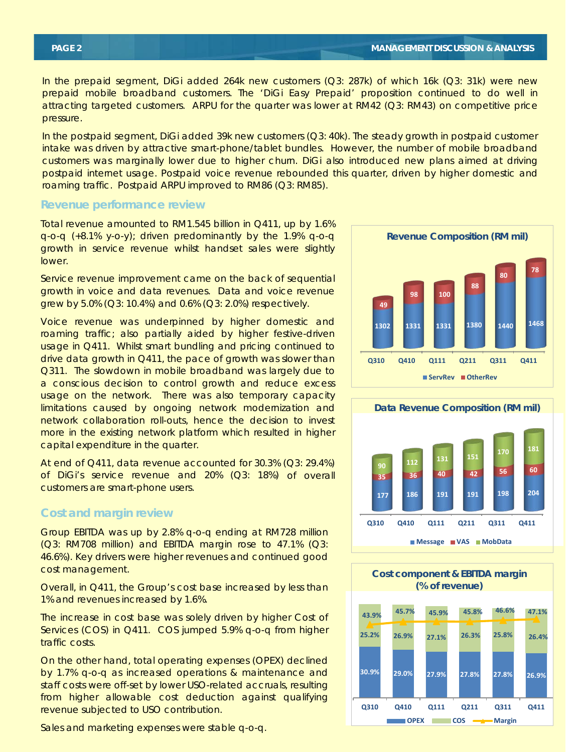In the prepaid segment, DiGi added 264k new customers (Q3: 287k) of which 16k (Q3: 31k) were new prepaid mobile broadband customers. The 'DiGi Easy Prepaid' proposition continued to do well in attracting targeted customers. ARPU for the quarter was lower at RM42 (Q3: RM43) on competitive price pressure.

In the postpaid segment, DiGi added 39k new customers (Q3: 40k). The steady growth in postpaid customer intake was driven by attractive smart-phone/tablet bundles. However, the number of mobile broadband customers was marginally lower due to higher churn. DiGi also introduced new plans aimed at driving postpaid internet usage. Postpaid voice revenue rebounded this quarter, driven by higher domestic and roaming traffic. Postpaid ARPU improved to RM86 (Q3: RM85).

## Revenue performance review

Total revenue amounted to RM1.545 billion in Q411, up by 1.6% q-o-q (+8.1% y-o-y); driven predominantly by the 1.9% q-o-q growth in service revenue whilst handset sales were slightly lower.

Service revenue improvement came on the back of sequential growth in voice and data revenues. Data and voice revenue grew by 5.0% (Q3: 10.4%) and 0.6% (Q3: 2.0%) respectively.

Voice revenue was underpinned by higher domestic and roaming traffic; also partially aided by higher festive-driven usage in Q411. Whilst smart bundling and pricing continued to drive data growth in Q411, the pace of growth was slower than Q311. The slowdown in mobile broadband was largely due to a conscious decision to control growth and reduce excess usage on the network. There was also temporary capacity limitations caused by ongoing network modernization and network collaboration roll-outs, hence the decision to invest more in the existing network platform which resulted in higher capital expenditure in the quarter.

At end of Q411, data revenue accounted for 30.3% (Q3: 29.4%) of DiGi's service revenue and 20% (Q3: 18%) of overall customers are smart-phone users.

**Revenue Composition (RM mil)**

| | Q310 | Q410 | Q111 | Q211 | Q311 | Q411 |
|---|---|---|---|---|---|---|
| ServRev | 1302 | 1331 | 1331 | 1380 | 1440 | 1468 |
| OtherRev | 49 | 98 | 100 | 88 | 80 | 78 |

**Data Revenue Composition (RM mil)**

| | Q310 | Q410 | Q111 | Q211 | Q311 | Q411 |
|---|---|---|---|---|---|---|
| Message | 177 | 186 | 191 | 191 | 198 | 204 |
| VAS | 35 | 36 | 40 | 42 | 56 | 60 |
| MobData | 90 | 112 | 131 | 151 | 170 | 181 |

## Cost and margin review

Group EBITDA was up by 2.8% q-o-q ending at RM728 million (Q3: RM708 million) and EBITDA margin rose to 47.1% (Q3: 46.6%). Key drivers were higher revenues and continued good cost management.

Overall, in Q411, the Group's cost base increased by less than 1% and revenues increased by 1.6%.

The increase in cost base was solely driven by higher Cost of Services (COS) in Q411. COS jumped 5.9% q-o-q from higher traffic costs.

On the other hand, total operating expenses (OPEX) declined by 1.7% q-o-q as increased operations & maintenance and staff costs were off-set by lower USO-related accruals, resulting from higher allowable cost deduction against qualifying revenue subjected to USO contribution.

Sales and marketing expenses were stable q-o-q.

**Cost component & EBITDA margin (% of revenue)**

| | Q310 | Q410 | Q111 | Q211 | Q311 | Q411 |
|---|---|---|---|---|---|---|
| OPEX | 30.9% | 29.0% | 27.9% | 27.8% | 27.8% | 26.9% |
| COS | 25.2% | 26.9% | 27.1% | 26.3% | 25.8% | 26.4% |
| Margin | 43.9% | 45.7% | 45.9% | 45.8% | 46.6% | 47.1% |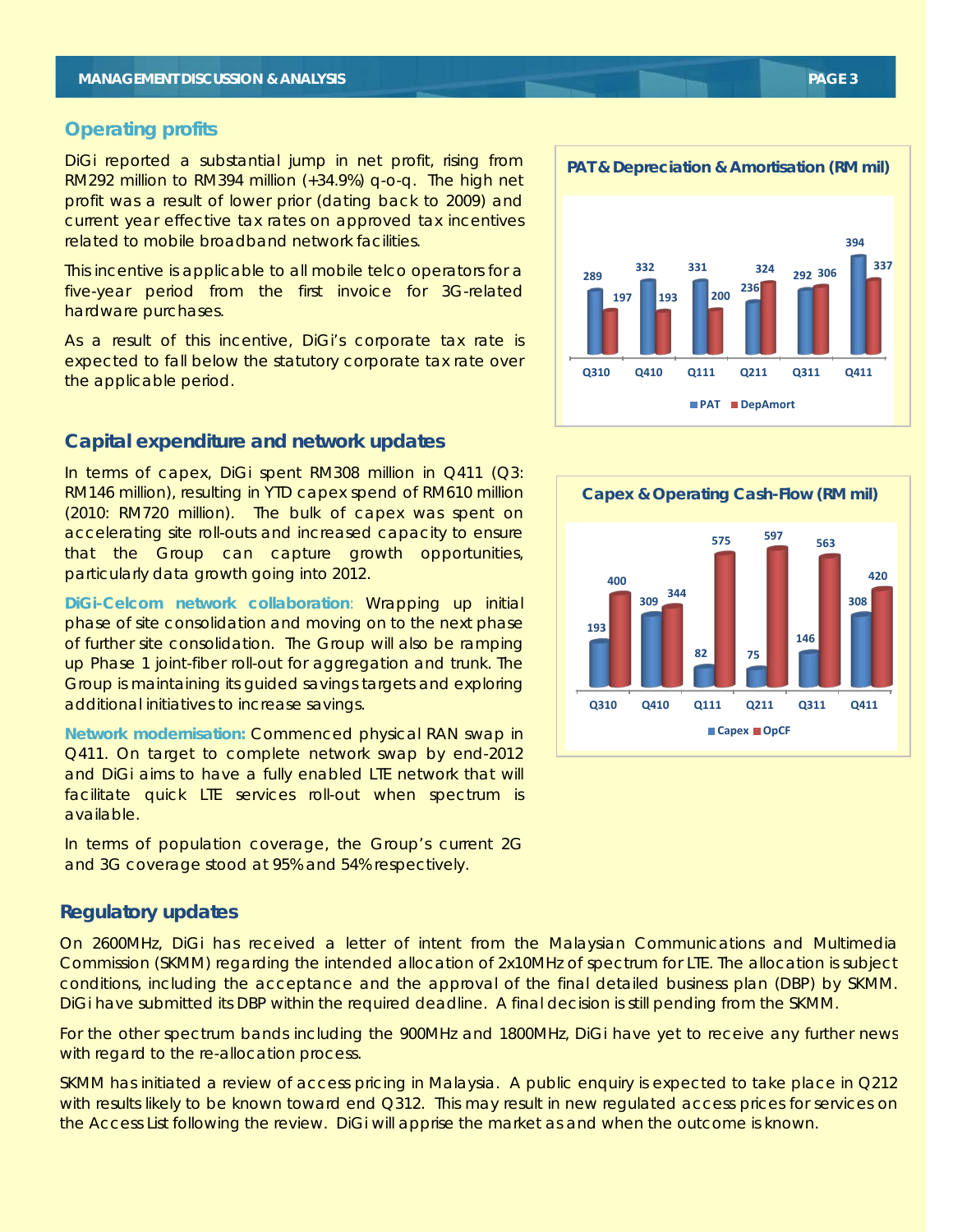## Operating profits

DiGi reported a substantial jump in net profit, rising from RM292 million to RM394 million (+34.9%) q-o-q. The high net profit was a result of lower prior (dating back to 2009) and current year effective tax rates on approved tax incentives related to mobile broadband network facilities.

This incentive is applicable to all mobile telco operators for a five-year period from the first invoice for 3G-related hardware purchases.

As a result of this incentive, DiGi's corporate tax rate is expected to fall below the statutory corporate tax rate over the applicable period.

**PAT & Depreciation & Amortisation (RM mil)**

| | Q310 | Q410 | Q111 | Q211 | Q311 | Q411 |
|---|---|---|---|---|---|---|
| PAT | 289 | 332 | 331 | 236 | 292 | 394 |
| DepAmort | 197 | 193 | 200 | 324 | 306 | 337 |

## Capital expenditure and network updates

In terms of capex, DiGi spent RM308 million in Q411 (Q3: RM146 million), resulting in YTD capex spend of RM610 million (2010: RM720 million). The bulk of capex was spent on accelerating site roll-outs and increased capacity to ensure that the Group can capture growth opportunities, particularly data growth going into 2012.

**DiGi-Celcom network collaboration**: Wrapping up initial phase of site consolidation and moving on to the next phase of further site consolidation. The Group will also be ramping up Phase 1 joint-fiber roll-out for aggregation and trunk. The Group is maintaining its guided savings targets and exploring additional initiatives to increase savings.

**Network modernisation:** Commenced physical RAN swap in Q411. On target to complete network swap by end-2012 and DiGi aims to have a fully enabled LTE network that will facilitate quick LTE services roll-out when spectrum is available.

In terms of population coverage, the Group's current 2G and 3G coverage stood at 95% and 54% respectively.

**Capex & Operating Cash-Flow (RM mil)**

| | Q310 | Q410 | Q111 | Q211 | Q311 | Q411 |
|---|---|---|---|---|---|---|
| Capex | 193 | 309 | 82 | 75 | 146 | 308 |
| OpCF | 400 | 344 | 575 | 597 | 563 | 420 |

## Regulatory updates

On 2600MHz, DiGi has received a letter of intent from the Malaysian Communications and Multimedia Commission (SKMM) regarding the intended allocation of 2x10MHz of spectrum for LTE. The allocation is subject conditions, including the acceptance and the approval of the final detailed business plan (DBP) by SKMM. DiGi have submitted its DBP within the required deadline. A final decision is still pending from the SKMM.

For the other spectrum bands including the 900MHz and 1800MHz, DiGi have yet to receive any further news with regard to the re-allocation process.

SKMM has initiated a review of access pricing in Malaysia. A public enquiry is expected to take place in Q212 with results likely to be known toward end Q312. This may result in new regulated access prices for services on the Access List following the review. DiGi will apprise the market as and when the outcome is known.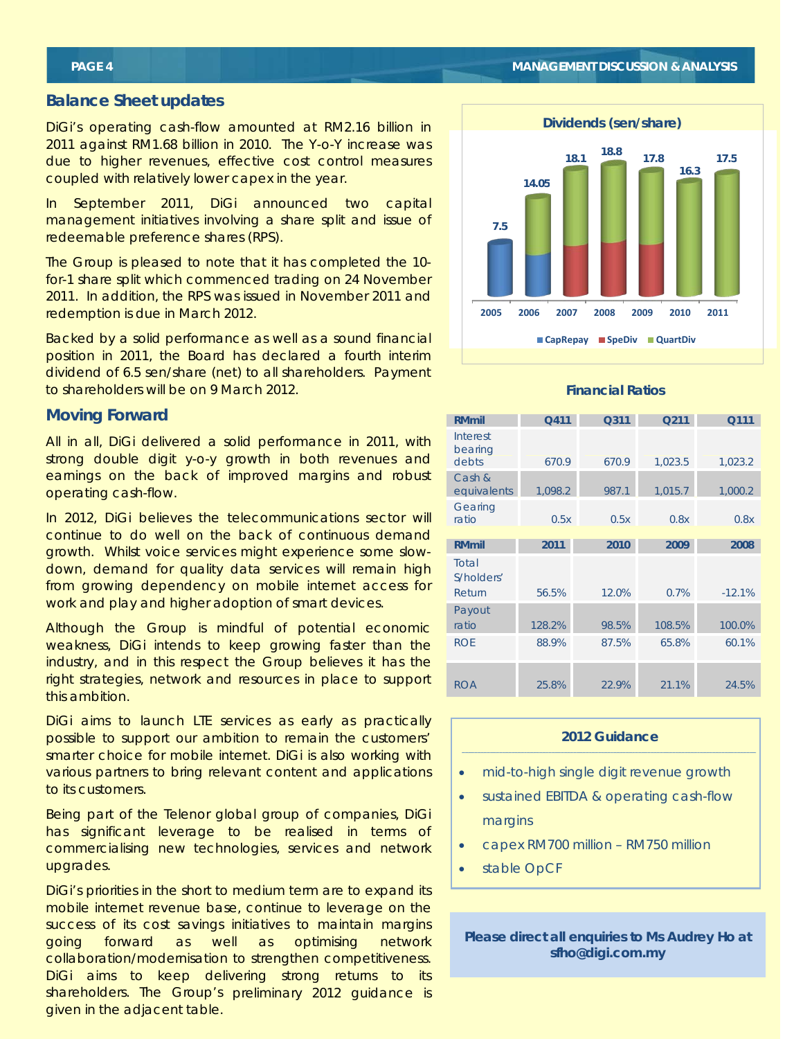## Balance Sheet updates

DiGi's operating cash-flow amounted at RM2.16 billion in 2011 against RM1.68 billion in 2010. The Y-o-Y increase was due to higher revenues, effective cost control measures coupled with relatively lower capex in the year.

In September 2011, DiGi announced two capital management initiatives involving a share split and issue of redeemable preference shares (RPS).

The Group is pleased to note that it has completed the 10-for-1 share split which commenced trading on 24 November 2011. In addition, the RPS was issued in November 2011 and redemption is due in March 2012.

Backed by a solid performance as well as a sound financial position in 2011, the Board has declared a fourth interim dividend of 6.5 sen/share (net) to all shareholders. Payment to shareholders will be on 9 March 2012.

## Moving Forward

All in all, DiGi delivered a solid performance in 2011, with strong double digit y-o-y growth in both revenues and earnings on the back of improved margins and robust operating cash-flow.

In 2012, DiGi believes the telecommunications sector will continue to do well on the back of continuous demand growth. Whilst voice services might experience some slow-down, demand for quality data services will remain high from growing dependency on mobile internet access for work and play and higher adoption of smart devices.

Although the Group is mindful of potential economic weakness, DiGi intends to keep growing faster than the industry, and in this respect the Group believes it has the right strategies, network and resources in place to support this ambition.

DiGi aims to launch LTE services as early as practically possible to support our ambition to remain the customers' smarter choice for mobile internet. DiGi is also working with various partners to bring relevant content and applications to its customers.

Being part of the Telenor global group of companies, DiGi has significant leverage to be realised in terms of commercialising new technologies, services and network upgrades.

DiGi's priorities in the short to medium term are to expand its mobile internet revenue base, continue to leverage on the success of its cost savings initiatives to maintain margins going forward as well as optimising network collaboration/modernisation to strengthen competitiveness. DiGi aims to keep delivering strong returns to its shareholders. The Group's preliminary 2012 guidance is given in the adjacent table.

**Dividends (sen/share)**

7.5
14.05
18.1
18.8
17.8
16.3
17.5

2005 2006 2007 2008 2009 2010 2011

CapRepay SpeDiv QuartDiv

### Financial Ratios

| RMmil | Q411 | Q311 | Q211 | Q111 |
|---|---|---|---|---|
| Interest bearing debts | 670.9 | 670.9 | 1,023.5 | 1,023.2 |
| Cash & equivalents | 1,098.2 | 987.1 | 1,015.7 | 1,000.2 |
| Gearing ratio | 0.5x | 0.5x | 0.8x | 0.8x |
| **RMmil** | **2011** | **2010** | **2009** | **2008** |
| Total S/holders' Return | 56.5% | 12.0% | 0.7% | -12.1% |
| Payout ratio | 128.2% | 98.5% | 108.5% | 100.0% |
| ROE | 88.9% | 87.5% | 65.8% | 60.1% |
| ROA | 25.8% | 22.9% | 21.1% | 24.5% |

### 2012 Guidance

- mid-to-high single digit revenue growth
- sustained EBITDA & operating cash-flow margins
- capex RM700 million – RM750 million
- stable OpCF

**Please direct all enquiries to Ms Audrey Ho at sfho@digi.com.my**